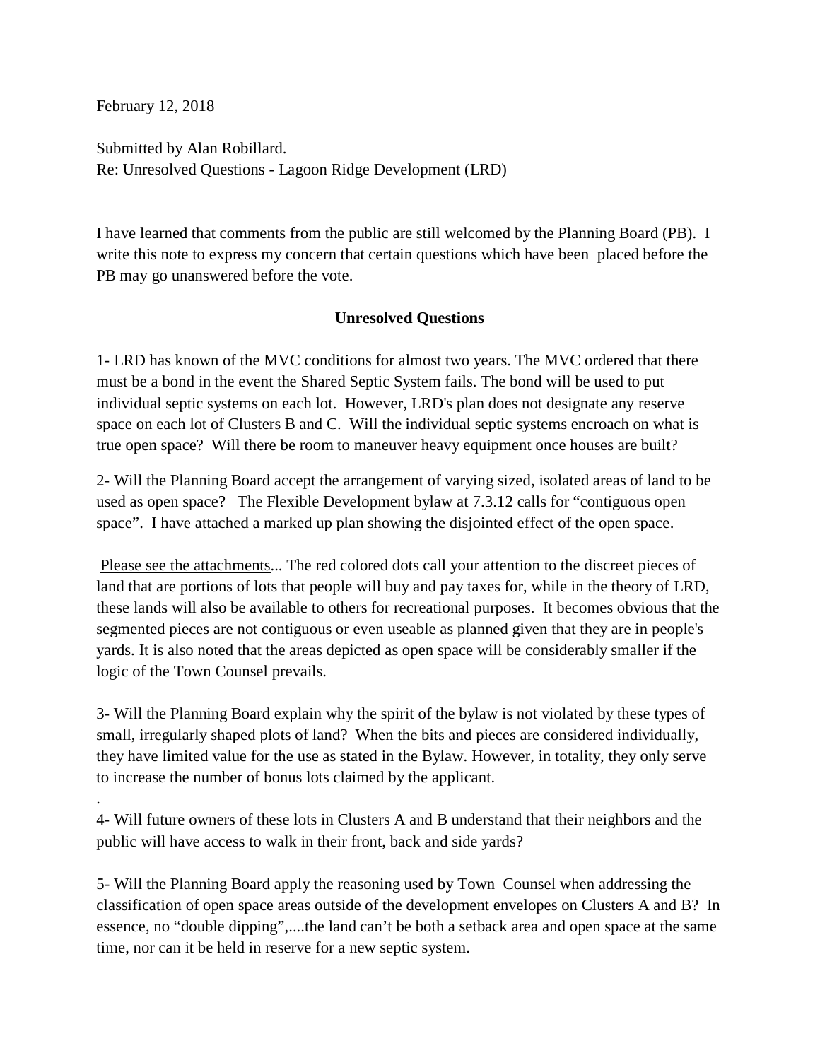February 12, 2018

Submitted by Alan Robillard.
Re: Unresolved Questions - Lagoon Ridge Development (LRD)

I have learned that comments from the public are still welcomed by the Planning Board (PB). I write this note to express my concern that certain questions which have been placed before the PB may go unanswered before the vote.

**Unresolved Questions**

1- LRD has known of the MVC conditions for almost two years. The MVC ordered that there must be a bond in the event the Shared Septic System fails. The bond will be used to put individual septic systems on each lot. However, LRD's plan does not designate any reserve space on each lot of Clusters B and C. Will the individual septic systems encroach on what is true open space? Will there be room to maneuver heavy equipment once houses are built?

2- Will the Planning Board accept the arrangement of varying sized, isolated areas of land to be used as open space? The Flexible Development bylaw at 7.3.12 calls for "contiguous open space". I have attached a marked up plan showing the disjointed effect of the open space.

<u>Please see the attachments</u>... The red colored dots call your attention to the discreet pieces of land that are portions of lots that people will buy and pay taxes for, while in the theory of LRD, these lands will also be available to others for recreational purposes. It becomes obvious that the segmented pieces are not contiguous or even useable as planned given that they are in people's yards. It is also noted that the areas depicted as open space will be considerably smaller if the logic of the Town Counsel prevails.

3- Will the Planning Board explain why the spirit of the bylaw is not violated by these types of small, irregularly shaped plots of land? When the bits and pieces are considered individually, they have limited value for the use as stated in the Bylaw. However, in totality, they only serve to increase the number of bonus lots claimed by the applicant.

.

4- Will future owners of these lots in Clusters A and B understand that their neighbors and the public will have access to walk in their front, back and side yards?

5- Will the Planning Board apply the reasoning used by Town Counsel when addressing the classification of open space areas outside of the development envelopes on Clusters A and B? In essence, no "double dipping",....the land can't be both a setback area and open space at the same time, nor can it be held in reserve for a new septic system.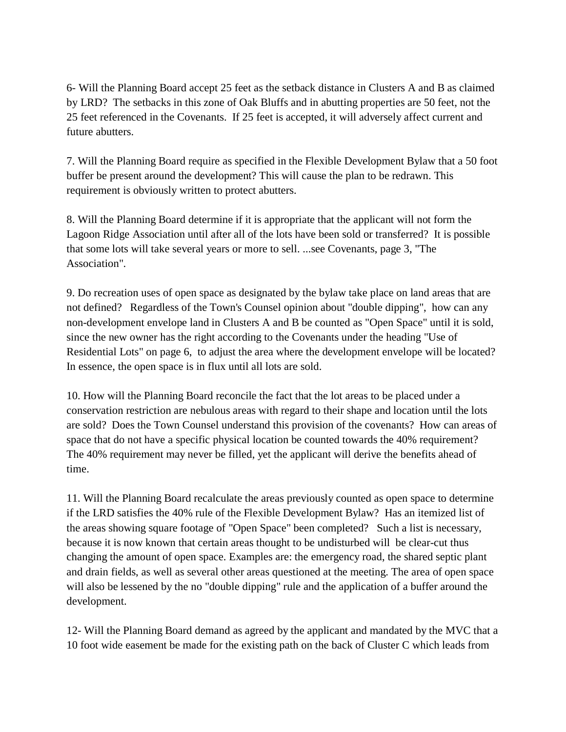6- Will the Planning Board accept 25 feet as the setback distance in Clusters A and B as claimed by LRD? The setbacks in this zone of Oak Bluffs and in abutting properties are 50 feet, not the 25 feet referenced in the Covenants. If 25 feet is accepted, it will adversely affect current and future abutters.

7. Will the Planning Board require as specified in the Flexible Development Bylaw that a 50 foot buffer be present around the development? This will cause the plan to be redrawn. This requirement is obviously written to protect abutters.

8. Will the Planning Board determine if it is appropriate that the applicant will not form the Lagoon Ridge Association until after all of the lots have been sold or transferred? It is possible that some lots will take several years or more to sell. ...see Covenants, page 3, "The Association".

9. Do recreation uses of open space as designated by the bylaw take place on land areas that are not defined? Regardless of the Town's Counsel opinion about "double dipping", how can any non-development envelope land in Clusters A and B be counted as "Open Space" until it is sold, since the new owner has the right according to the Covenants under the heading "Use of Residential Lots" on page 6, to adjust the area where the development envelope will be located? In essence, the open space is in flux until all lots are sold.

10. How will the Planning Board reconcile the fact that the lot areas to be placed under a conservation restriction are nebulous areas with regard to their shape and location until the lots are sold? Does the Town Counsel understand this provision of the covenants? How can areas of space that do not have a specific physical location be counted towards the 40% requirement? The 40% requirement may never be filled, yet the applicant will derive the benefits ahead of time.

11. Will the Planning Board recalculate the areas previously counted as open space to determine if the LRD satisfies the 40% rule of the Flexible Development Bylaw? Has an itemized list of the areas showing square footage of "Open Space" been completed? Such a list is necessary, because it is now known that certain areas thought to be undisturbed will be clear-cut thus changing the amount of open space. Examples are: the emergency road, the shared septic plant and drain fields, as well as several other areas questioned at the meeting. The area of open space will also be lessened by the no "double dipping" rule and the application of a buffer around the development.

12- Will the Planning Board demand as agreed by the applicant and mandated by the MVC that a 10 foot wide easement be made for the existing path on the back of Cluster C which leads from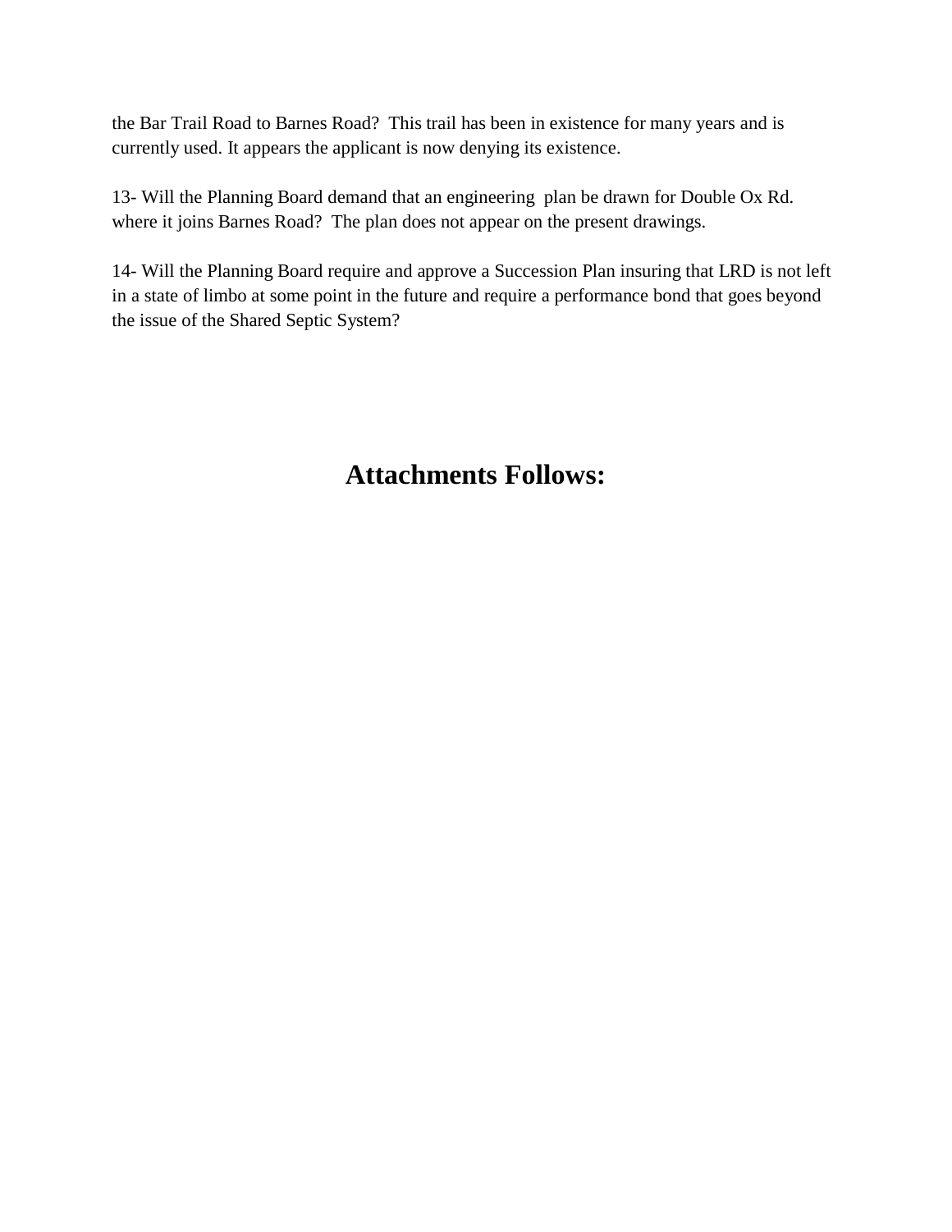the Bar Trail Road to Barnes Road? This trail has been in existence for many years and is currently used. It appears the applicant is now denying its existence.

13- Will the Planning Board demand that an engineering plan be drawn for Double Ox Rd. where it joins Barnes Road? The plan does not appear on the present drawings.

14- Will the Planning Board require and approve a Succession Plan insuring that LRD is not left in a state of limbo at some point in the future and require a performance bond that goes beyond the issue of the Shared Septic System?

## Attachments Follows: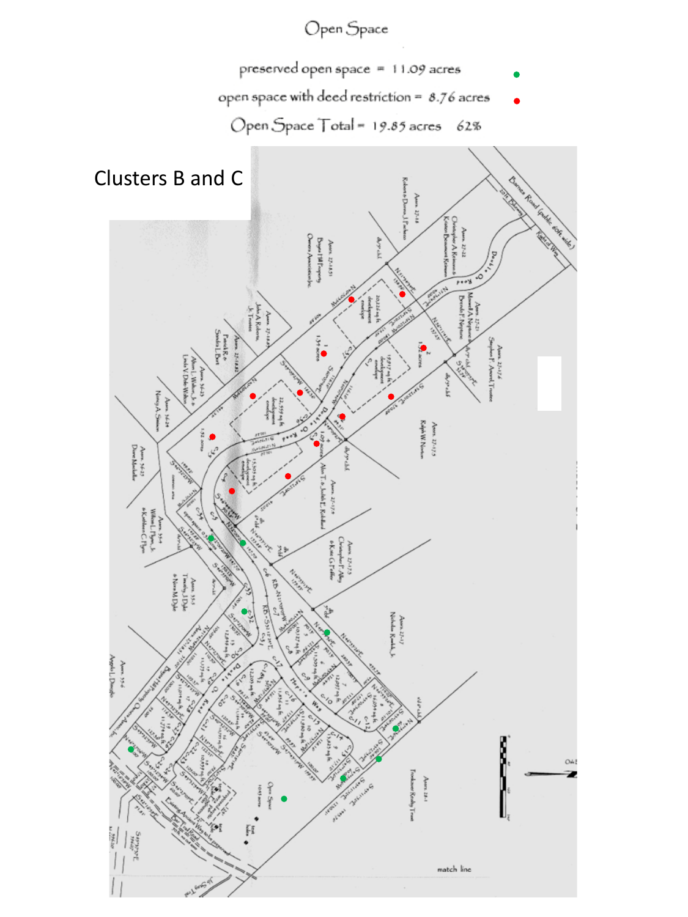# Open Space

preserved open space = 11.09 acres ● (green)

open space with deed restriction = 8.76 acres ● (red)

Open Space Total = 19.85 acres 62%

Clusters B and C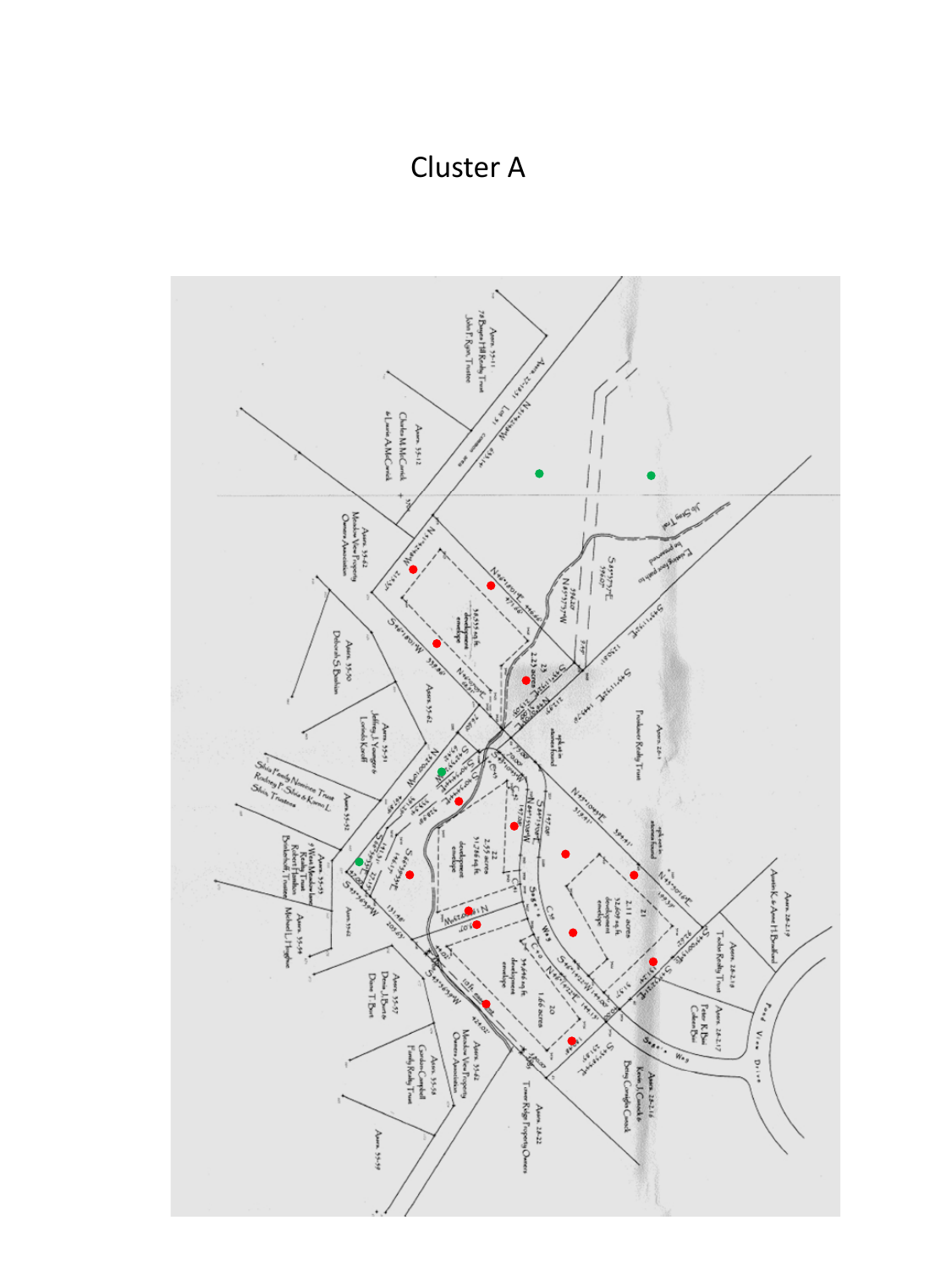# Cluster A

Assrs. 35-11
78 Bogert Hill Realty Trust
John F. Ryan, Trustee

Assrs. 35-12
Charles M. McCormick
& Laurie A. McCormick

Assrs. 35-62
Meadow View Property
Owners Association

Assrs. 35-50
Deborah S. Bashian

Assrs. 35-51
Jeffrey J. Youngen &
Lorinda Kondroff

Assrs. 35-52
Silva Family Nominee Trust
Rodney F. Silva & Karen L.
Silva, Trustees

Assrs. 35-53
9 West Meadow Lane
Realty Trust
Robert Hamilton
Birchenhall, Trustee

Assrs. 35-54
Michael L. Hughes

Assrs. 35-57
Dena J. Burtis
Diane T. Burt

Assrs. 35-62
Meadow View Property
Owners Association

Assrs. 35-58
Gordon Campbell
Family Realty Trust

Assrs. 35-59

Assrs. 28-22
Tower Ridge Property Owners

Assrs. 28-16
Kevin J. Conroy &
Betsy Coughlin Conroy

Assrs. 28-17
Peter K. Bass
Colleen Bass

Assrs. 28-19
Tredon Realty Trust

Assrs. 28-19
Austin K. & Anne H. Bradford

Assrs. 20-1
Providence Realty Trust

Pond View Drive

Sagers Way

Existing foot path to be preserved

Ski Slope Trail

23
2.23 acres
36,555 sq ft development envelope

22
2.55 acres
31,786 sq ft development envelope

21
2.11 acres
32,607 sq ft development envelope

20
1.66 acres
36,606 sq ft development envelope

split stone found

common area